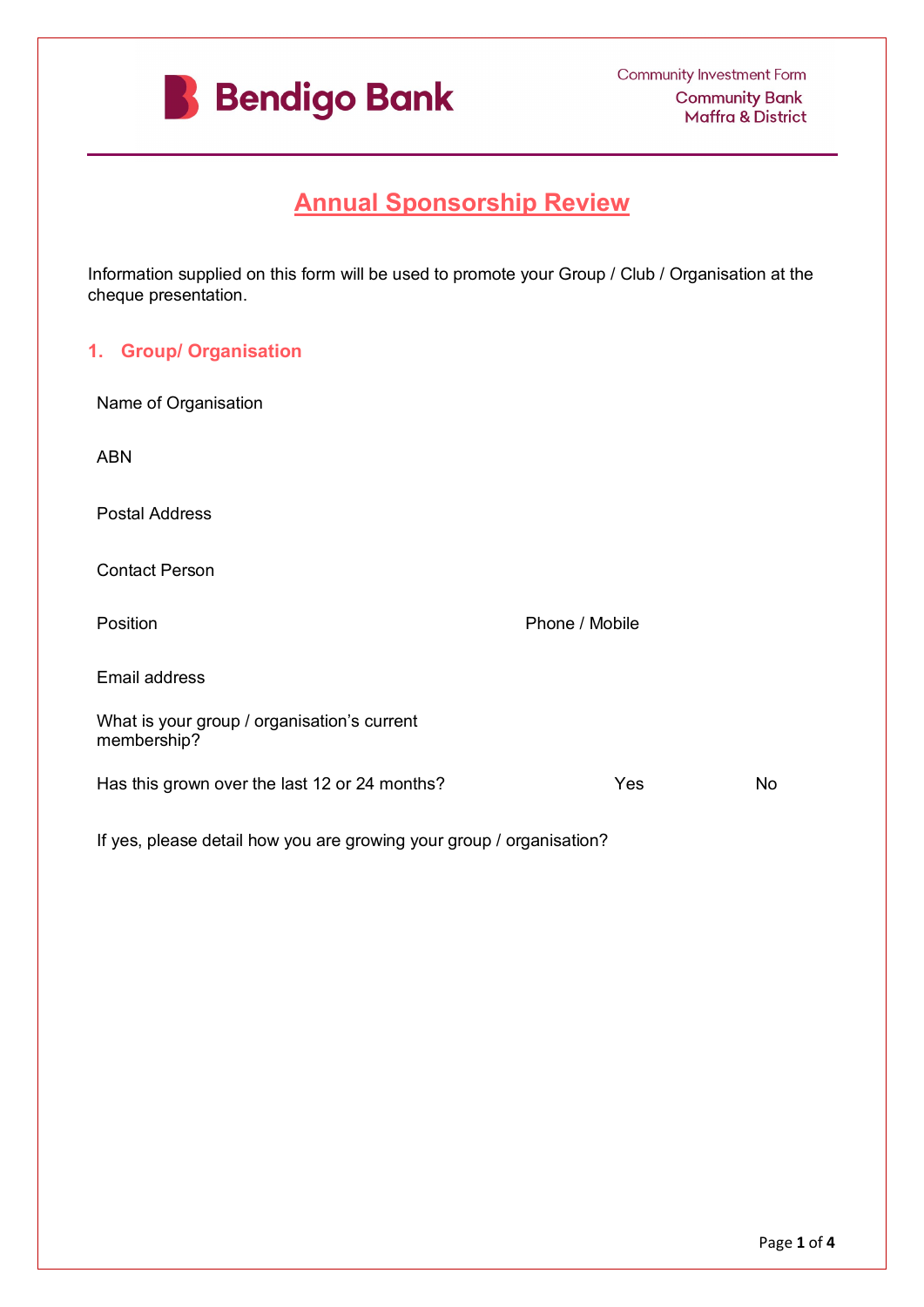Bendigo Bank

Community Investment Form
Community Bank
Maffra & District

# Annual Sponsorship Review

Information supplied on this form will be used to promote your Group / Club / Organisation at the cheque presentation.

## 1. Group/ Organisation

Name of Organisation

ABN

Postal Address

Contact Person

Position | Phone / Mobile

Email address

What is your group / organisation's current membership?

Has this grown over the last 12 or 24 months? | Yes | No

If yes, please detail how you are growing your group / organisation?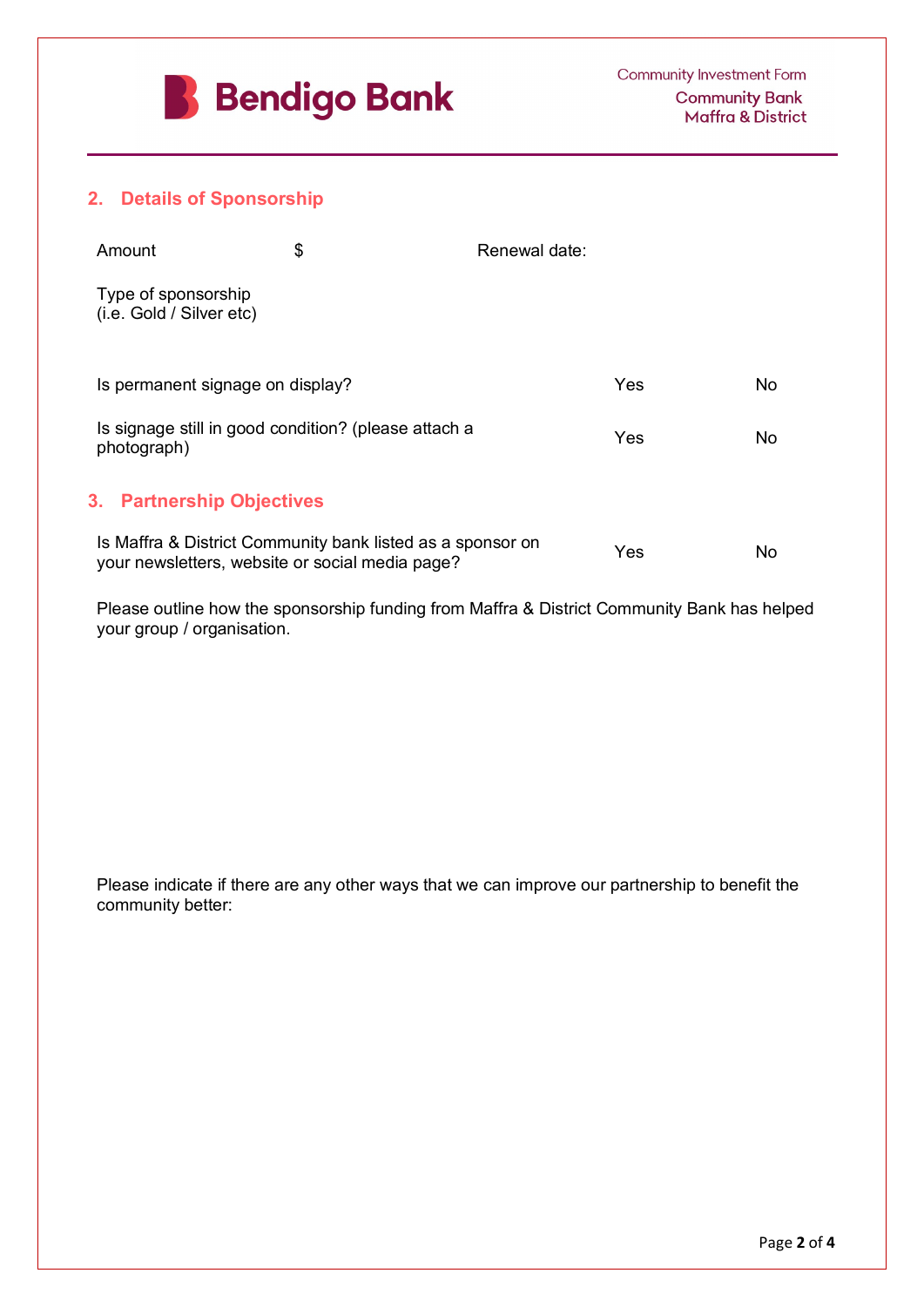Community Investment Form
Community Bank
Maffra & District

## 2. Details of Sponsorship

| Amount | $ | Renewal date: | |
|---|---|---|---|
| Type of sponsorship (i.e. Gold / Silver etc) | | | |

| | Yes | No |
|---|---|---|
| Is permanent signage on display? | Yes | No |
| Is signage still in good condition? (please attach a photograph) | Yes | No |

## 3. Partnership Objectives

| | Yes | No |
|---|---|---|
| Is Maffra & District Community bank listed as a sponsor on your newsletters, website or social media page? | Yes | No |

Please outline how the sponsorship funding from Maffra & District Community Bank has helped your group / organisation.

Please indicate if there are any other ways that we can improve our partnership to benefit the community better: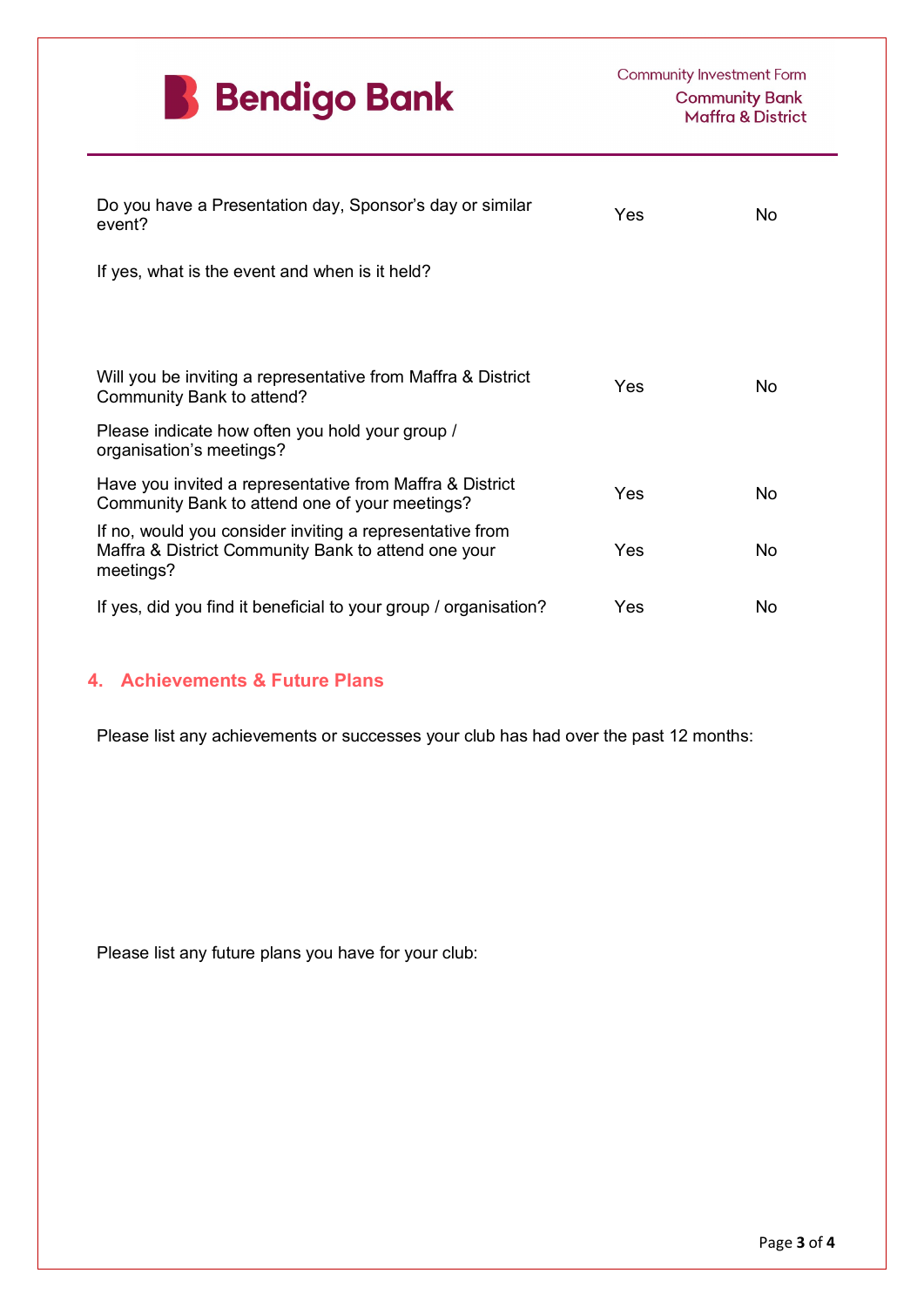| | | |
|---|---|---|
| Do you have a Presentation day, Sponsor's day or similar event? | Yes | No |
| If yes, what is the event and when is it held? | | |
| Will you be inviting a representative from Maffra & District Community Bank to attend? | Yes | No |
| Please indicate how often you hold your group / organisation's meetings? | | |
| Have you invited a representative from Maffra & District Community Bank to attend one of your meetings? | Yes | No |
| If no, would you consider inviting a representative from Maffra & District Community Bank to attend one your meetings? | Yes | No |
| If yes, did you find it beneficial to your group / organisation? | Yes | No |

## 4. Achievements & Future Plans

Please list any achievements or successes your club has had over the past 12 months:

Please list any future plans you have for your club: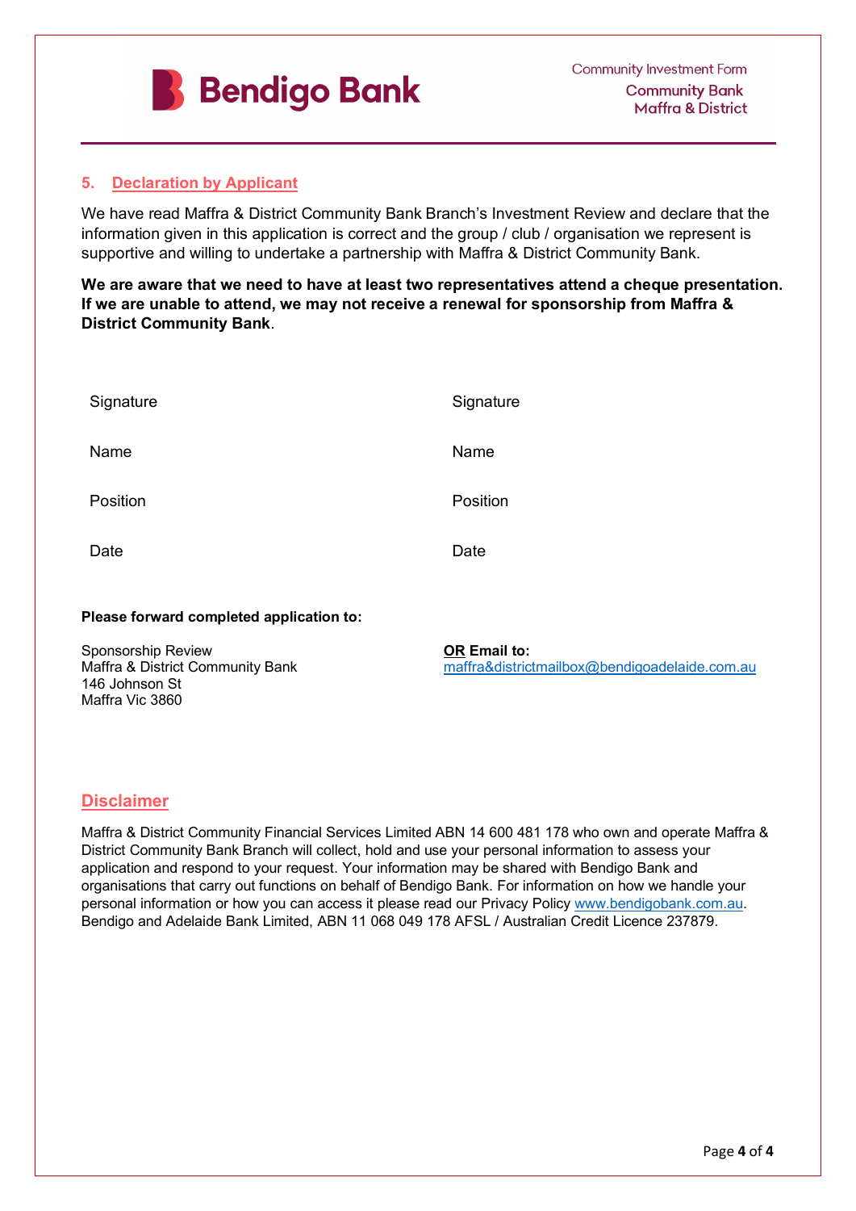## 5. Declaration by Applicant

We have read Maffra & District Community Bank Branch's Investment Review and declare that the information given in this application is correct and the group / club / organisation we represent is supportive and willing to undertake a partnership with Maffra & District Community Bank.

**We are aware that we need to have at least two representatives attend a cheque presentation. If we are unable to attend, we may not receive a renewal for sponsorship from Maffra & District Community Bank**.

| | |
|---|---|
| Signature | Signature |
| Name | Name |
| Position | Position |
| Date | Date |

**Please forward completed application to:**

Sponsorship Review
Maffra & District Community Bank
146 Johnson St
Maffra Vic 3860

**OR Email to:**
maffra&districtmailbox@bendigoadelaide.com.au

## Disclaimer

Maffra & District Community Financial Services Limited ABN 14 600 481 178 who own and operate Maffra & District Community Bank Branch will collect, hold and use your personal information to assess your application and respond to your request. Your information may be shared with Bendigo Bank and organisations that carry out functions on behalf of Bendigo Bank. For information on how we handle your personal information or how you can access it please read our Privacy Policy www.bendigobank.com.au. Bendigo and Adelaide Bank Limited, ABN 11 068 049 178 AFSL / Australian Credit Licence 237879.